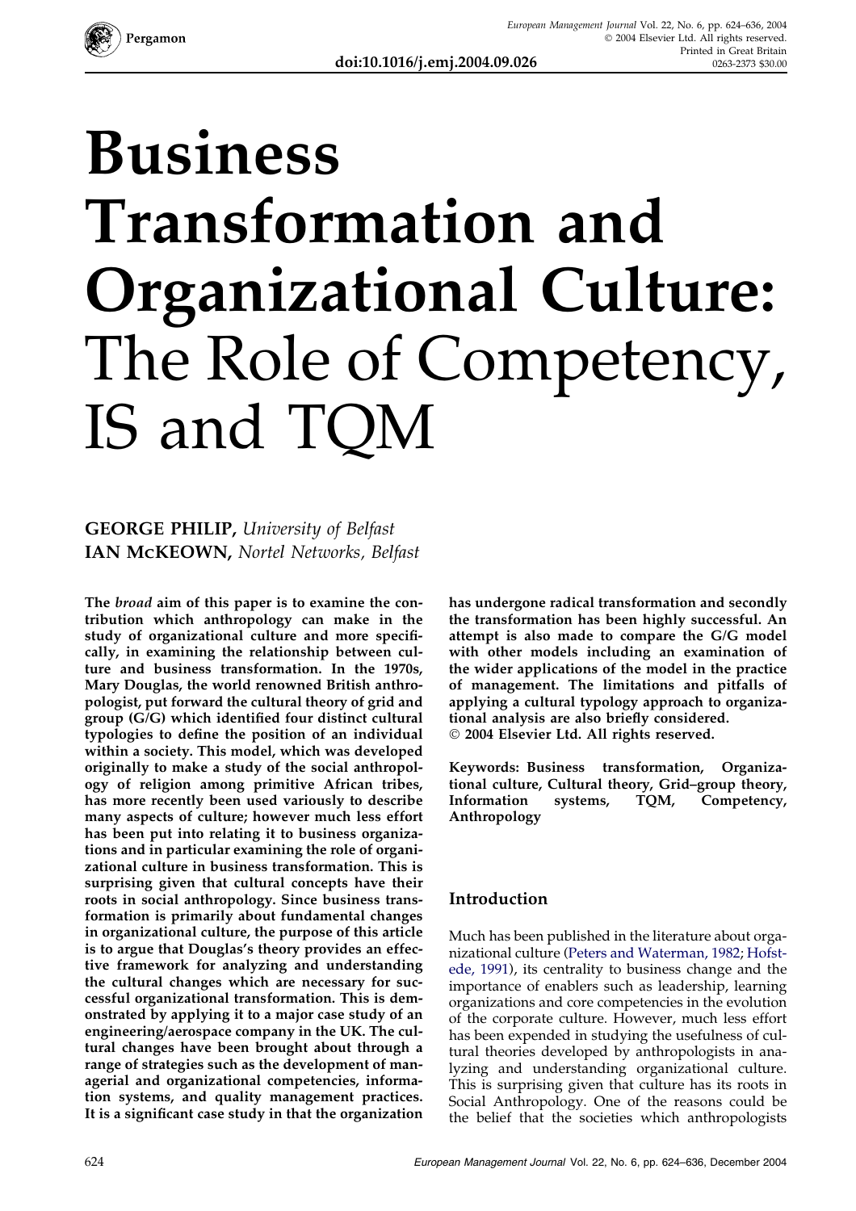# Business Transformation and Organizational Culture: The Role of Competency, IS and TQM

**GEORGE PHILIP,** *University of Belfast*
**IAN McKEOWN,** *Nortel Networks, Belfast*

**The *broad* aim of this paper is to examine the contribution which anthropology can make in the study of organizational culture and more specifically, in examining the relationship between culture and business transformation. In the 1970s, Mary Douglas, the world renowned British anthropologist, put forward the cultural theory of grid and group (G/G) which identified four distinct cultural typologies to define the position of an individual within a society. This model, which was developed originally to make a study of the social anthropology of religion among primitive African tribes, has more recently been used variously to describe many aspects of culture; however much less effort has been put into relating it to business organizations and in particular examining the role of organizational culture in business transformation. This is surprising given that cultural concepts have their roots in social anthropology. Since business transformation is primarily about fundamental changes in organizational culture, the purpose of this article is to argue that Douglas's theory provides an effective framework for analyzing and understanding the cultural changes which are necessary for successful organizational transformation. This is demonstrated by applying it to a major case study of an engineering/aerospace company in the UK. The cultural changes have been brought about through a range of strategies such as the development of managerial and organizational competencies, information systems, and quality management practices. It is a significant case study in that the organization has undergone radical transformation and secondly the transformation has been highly successful. An attempt is also made to compare the G/G model with other models including an examination of the wider applications of the model in the practice of management. The limitations and pitfalls of applying a cultural typology approach to organizational analysis are also briefly considered.**
**© 2004 Elsevier Ltd. All rights reserved.**

**Keywords: Business transformation, Organizational culture, Cultural theory, Grid–group theory, Information systems, TQM, Competency, Anthropology**

## Introduction

Much has been published in the literature about organizational culture (Peters and Waterman, 1982; Hofstede, 1991), its centrality to business change and the importance of enablers such as leadership, learning organizations and core competencies in the evolution of the corporate culture. However, much less effort has been expended in studying the usefulness of cultural theories developed by anthropologists in analyzing and understanding organizational culture. This is surprising given that culture has its roots in Social Anthropology. One of the reasons could be the belief that the societies which anthropologists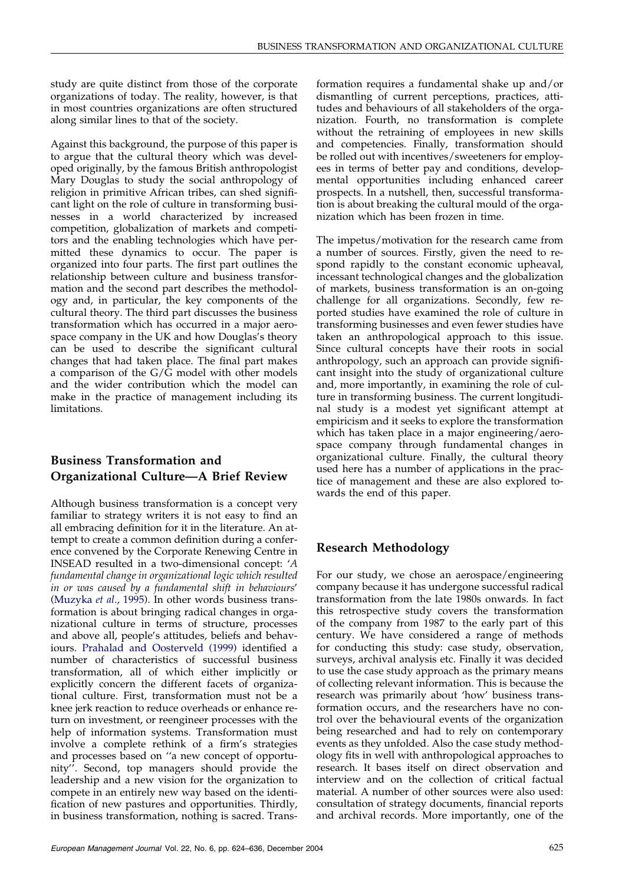study are quite distinct from those of the corporate organizations of today. The reality, however, is that in most countries organizations are often structured along similar lines to that of the society.

Against this background, the purpose of this paper is to argue that the cultural theory which was developed originally, by the famous British anthropologist Mary Douglas to study the social anthropology of religion in primitive African tribes, can shed significant light on the role of culture in transforming businesses in a world characterized by increased competition, globalization of markets and competitors and the enabling technologies which have permitted these dynamics to occur. The paper is organized into four parts. The first part outlines the relationship between culture and business transformation and the second part describes the methodology and, in particular, the key components of the cultural theory. The third part discusses the business transformation which has occurred in a major aerospace company in the UK and how Douglas's theory can be used to describe the significant cultural changes that had taken place. The final part makes a comparison of the G/G model with other models and the wider contribution which the model can make in the practice of management including its limitations.

## Business Transformation and Organizational Culture—A Brief Review

Although business transformation is a concept very familiar to strategy writers it is not easy to find an all embracing definition for it in the literature. An attempt to create a common definition during a conference convened by the Corporate Renewing Centre in INSEAD resulted in a two-dimensional concept: '*A fundamental change in organizational logic which resulted in or was caused by a fundamental shift in behaviours*' (Muzyka *et al.*, 1995). In other words business transformation is about bringing radical changes in organizational culture in terms of structure, processes and above all, people's attitudes, beliefs and behaviours. Prahalad and Oosterveld (1999) identified a number of characteristics of successful business transformation, all of which either implicitly or explicitly concern the different facets of organizational culture. First, transformation must not be a knee jerk reaction to reduce overheads or enhance return on investment, or reengineer processes with the help of information systems. Transformation must involve a complete rethink of a firm's strategies and processes based on ''a new concept of opportunity''. Second, top managers should provide the leadership and a new vision for the organization to compete in an entirely new way based on the identification of new pastures and opportunities. Thirdly, in business transformation, nothing is sacred. Transformation requires a fundamental shake up and/or dismantling of current perceptions, practices, attitudes and behaviours of all stakeholders of the organization. Fourth, no transformation is complete without the retraining of employees in new skills and competencies. Finally, transformation should be rolled out with incentives/sweeteners for employees in terms of better pay and conditions, developmental opportunities including enhanced career prospects. In a nutshell, then, successful transformation is about breaking the cultural mould of the organization which has been frozen in time.

The impetus/motivation for the research came from a number of sources. Firstly, given the need to respond rapidly to the constant economic upheaval, incessant technological changes and the globalization of markets, business transformation is an on-going challenge for all organizations. Secondly, few reported studies have examined the role of culture in transforming businesses and even fewer studies have taken an anthropological approach to this issue. Since cultural concepts have their roots in social anthropology, such an approach can provide significant insight into the study of organizational culture and, more importantly, in examining the role of culture in transforming business. The current longitudinal study is a modest yet significant attempt at empiricism and it seeks to explore the transformation which has taken place in a major engineering/aerospace company through fundamental changes in organizational culture. Finally, the cultural theory used here has a number of applications in the practice of management and these are also explored towards the end of this paper.

## Research Methodology

For our study, we chose an aerospace/engineering company because it has undergone successful radical transformation from the late 1980s onwards. In fact this retrospective study covers the transformation of the company from 1987 to the early part of this century. We have considered a range of methods for conducting this study: case study, observation, surveys, archival analysis etc. Finally it was decided to use the case study approach as the primary means of collecting relevant information. This is because the research was primarily about 'how' business transformation occurs, and the researchers have no control over the behavioural events of the organization being researched and had to rely on contemporary events as they unfolded. Also the case study methodology fits in well with anthropological approaches to research. It bases itself on direct observation and interview and on the collection of critical factual material. A number of other sources were also used: consultation of strategy documents, financial reports and archival records. More importantly, one of the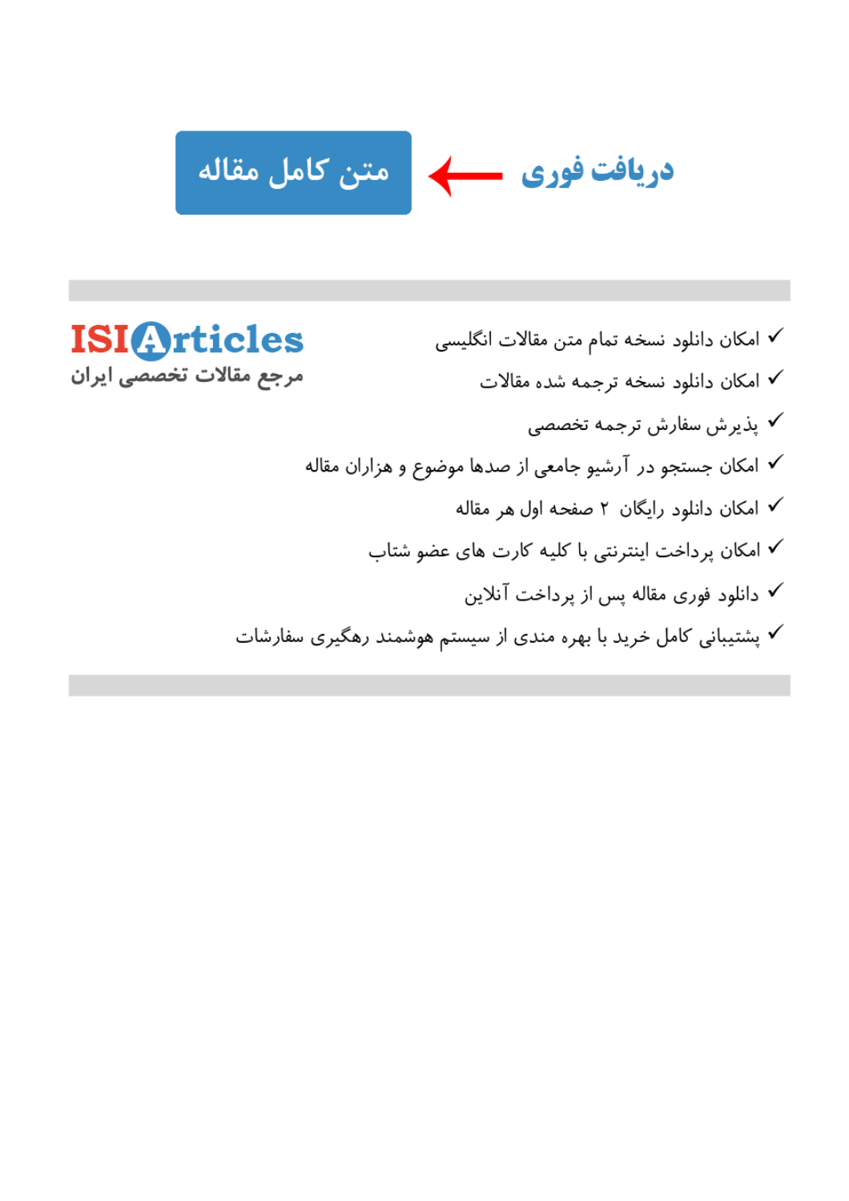دریافت فوری ← متن کامل مقاله

**ISIArticles**
مرجع مقالات تخصصی ایران

- ✓ امکان دانلود نسخه تمام متن مقالات انگلیسی
- ✓ امکان دانلود نسخه ترجمه شده مقالات
- ✓ پذیرش سفارش ترجمه تخصصی
- ✓ امکان جستجو در آرشیو جامعی از صدها موضوع و هزاران مقاله
- ✓ امکان دانلود رایگان ۲ صفحه اول هر مقاله
- ✓ امکان پرداخت اینترنتی با کلیه کارت های عضو شتاب
- ✓ دانلود فوری مقاله پس از پرداخت آنلاین
- ✓ پشتیبانی کامل خرید با بهره مندی از سیستم هوشمند رهگیری سفارشات